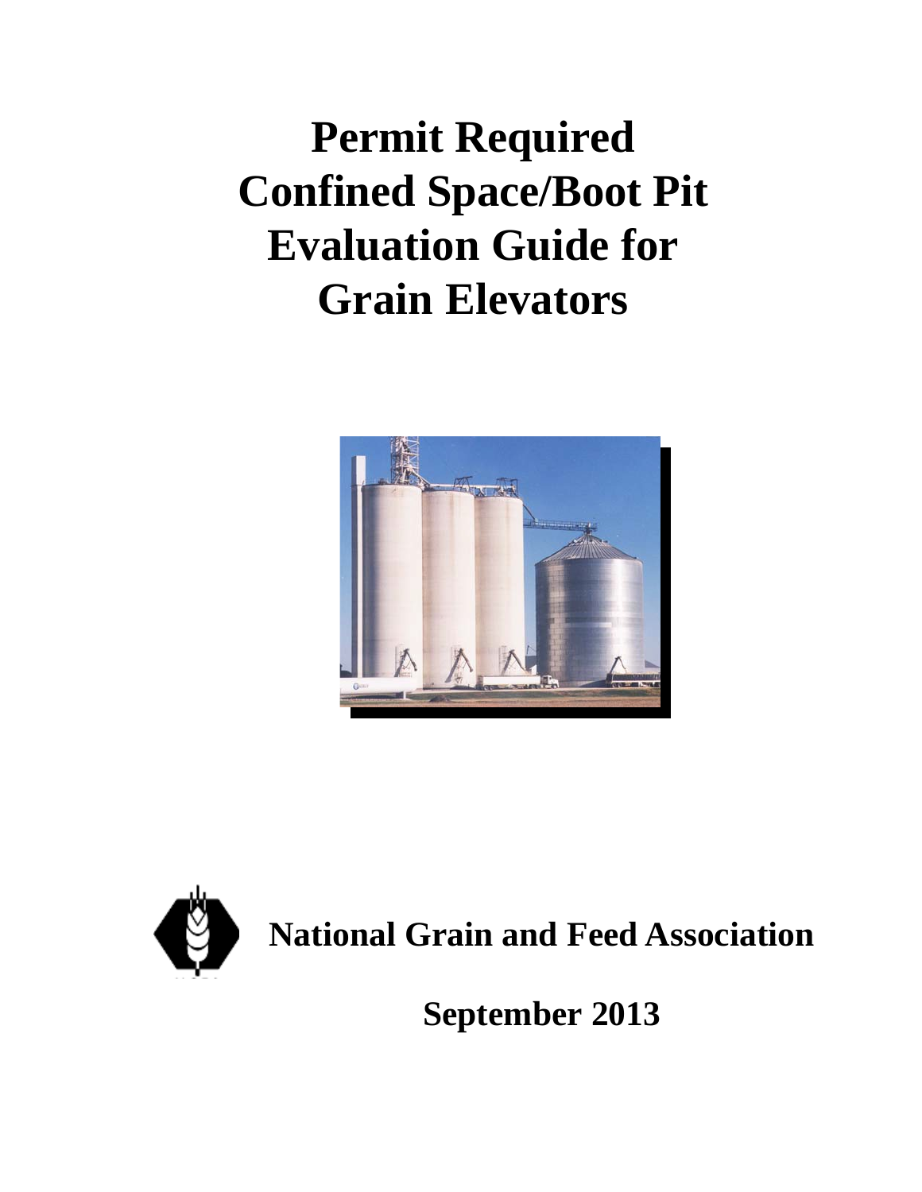# Permit Required Confined Space/Boot Pit Evaluation Guide for Grain Elevators

**National Grain and Feed Association**

**September 2013**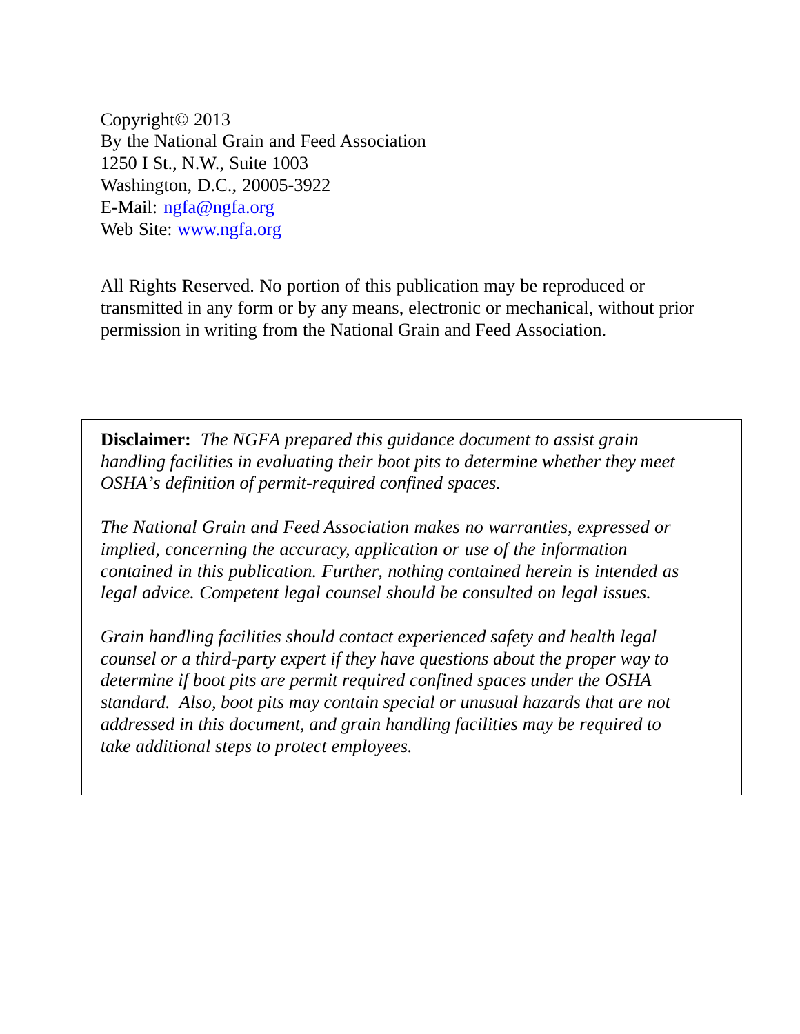Copyright© 2013
By the National Grain and Feed Association
1250 I St., N.W., Suite 1003
Washington, D.C., 20005-3922
E-Mail: ngfa@ngfa.org
Web Site: www.ngfa.org

All Rights Reserved. No portion of this publication may be reproduced or transmitted in any form or by any means, electronic or mechanical, without prior permission in writing from the National Grain and Feed Association.

**Disclaimer:** *The NGFA prepared this guidance document to assist grain handling facilities in evaluating their boot pits to determine whether they meet OSHA's definition of permit-required confined spaces.*

*The National Grain and Feed Association makes no warranties, expressed or implied, concerning the accuracy, application or use of the information contained in this publication. Further, nothing contained herein is intended as legal advice. Competent legal counsel should be consulted on legal issues.*

*Grain handling facilities should contact experienced safety and health legal counsel or a third-party expert if they have questions about the proper way to determine if boot pits are permit required confined spaces under the OSHA standard. Also, boot pits may contain special or unusual hazards that are not addressed in this document, and grain handling facilities may be required to take additional steps to protect employees.*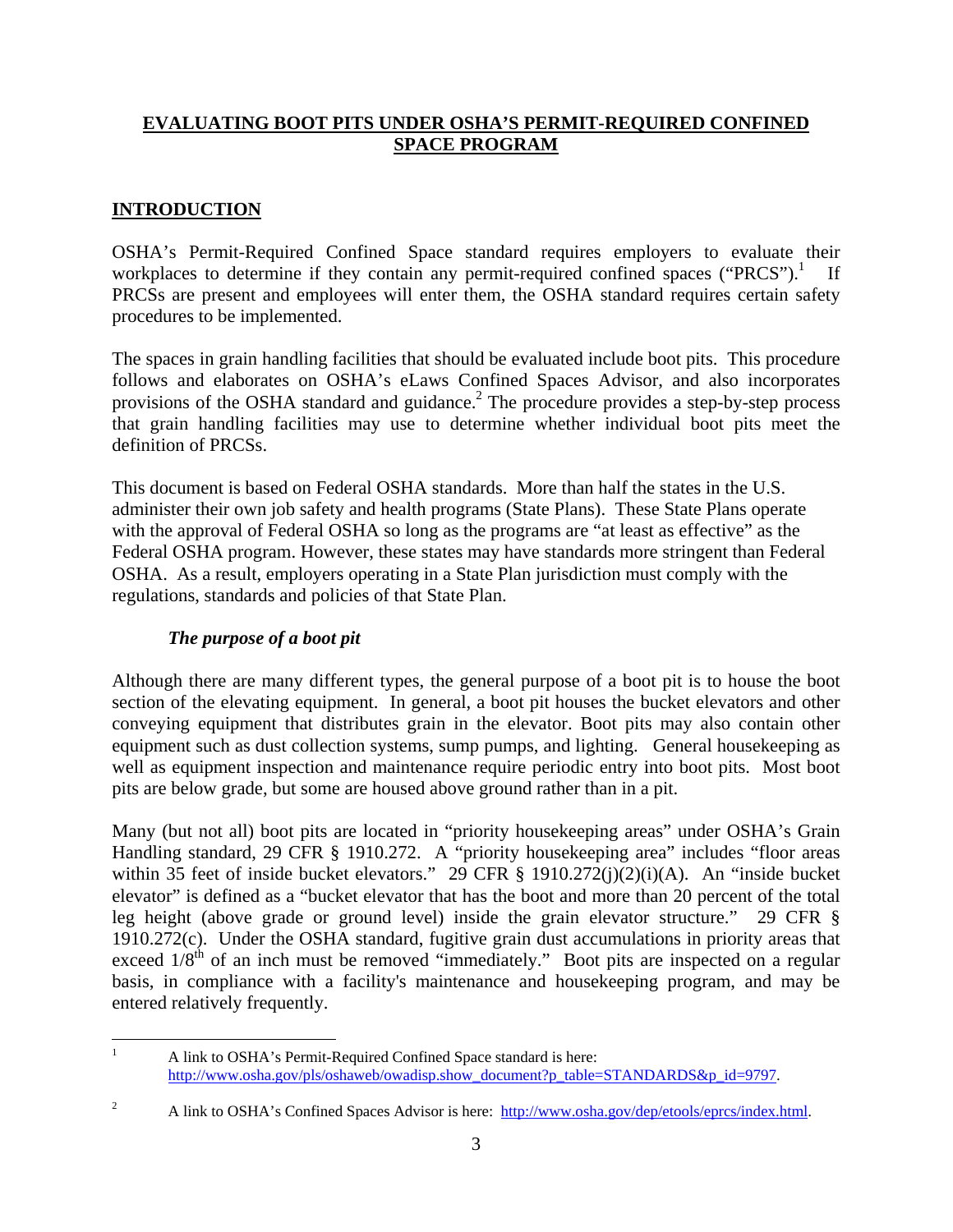# EVALUATING BOOT PITS UNDER OSHA'S PERMIT-REQUIRED CONFINED SPACE PROGRAM

## INTRODUCTION

OSHA's Permit-Required Confined Space standard requires employers to evaluate their workplaces to determine if they contain any permit-required confined spaces ("PRCS").[1] If PRCSs are present and employees will enter them, the OSHA standard requires certain safety procedures to be implemented.

The spaces in grain handling facilities that should be evaluated include boot pits. This procedure follows and elaborates on OSHA's eLaws Confined Spaces Advisor, and also incorporates provisions of the OSHA standard and guidance.[2] The procedure provides a step-by-step process that grain handling facilities may use to determine whether individual boot pits meet the definition of PRCSs.

This document is based on Federal OSHA standards. More than half the states in the U.S. administer their own job safety and health programs (State Plans). These State Plans operate with the approval of Federal OSHA so long as the programs are "at least as effective" as the Federal OSHA program. However, these states may have standards more stringent than Federal OSHA. As a result, employers operating in a State Plan jurisdiction must comply with the regulations, standards and policies of that State Plan.

### *The purpose of a boot pit*

Although there are many different types, the general purpose of a boot pit is to house the boot section of the elevating equipment. In general, a boot pit houses the bucket elevators and other conveying equipment that distributes grain in the elevator. Boot pits may also contain other equipment such as dust collection systems, sump pumps, and lighting. General housekeeping as well as equipment inspection and maintenance require periodic entry into boot pits. Most boot pits are below grade, but some are housed above ground rather than in a pit.

Many (but not all) boot pits are located in "priority housekeeping areas" under OSHA's Grain Handling standard, 29 CFR § 1910.272. A "priority housekeeping area" includes "floor areas within 35 feet of inside bucket elevators." 29 CFR § 1910.272(j)(2)(i)(A). An "inside bucket elevator" is defined as a "bucket elevator that has the boot and more than 20 percent of the total leg height (above grade or ground level) inside the grain elevator structure." 29 CFR § 1910.272(c). Under the OSHA standard, fugitive grain dust accumulations in priority areas that exceed 1/8th of an inch must be removed "immediately." Boot pits are inspected on a regular basis, in compliance with a facility's maintenance and housekeeping program, and may be entered relatively frequently.

---

[1] A link to OSHA's Permit-Required Confined Space standard is here: http://www.osha.gov/pls/oshaweb/owadisp.show_document?p_table=STANDARDS&p_id=9797.

[2] A link to OSHA's Confined Spaces Advisor is here: http://www.osha.gov/dep/etools/eprcs/index.html.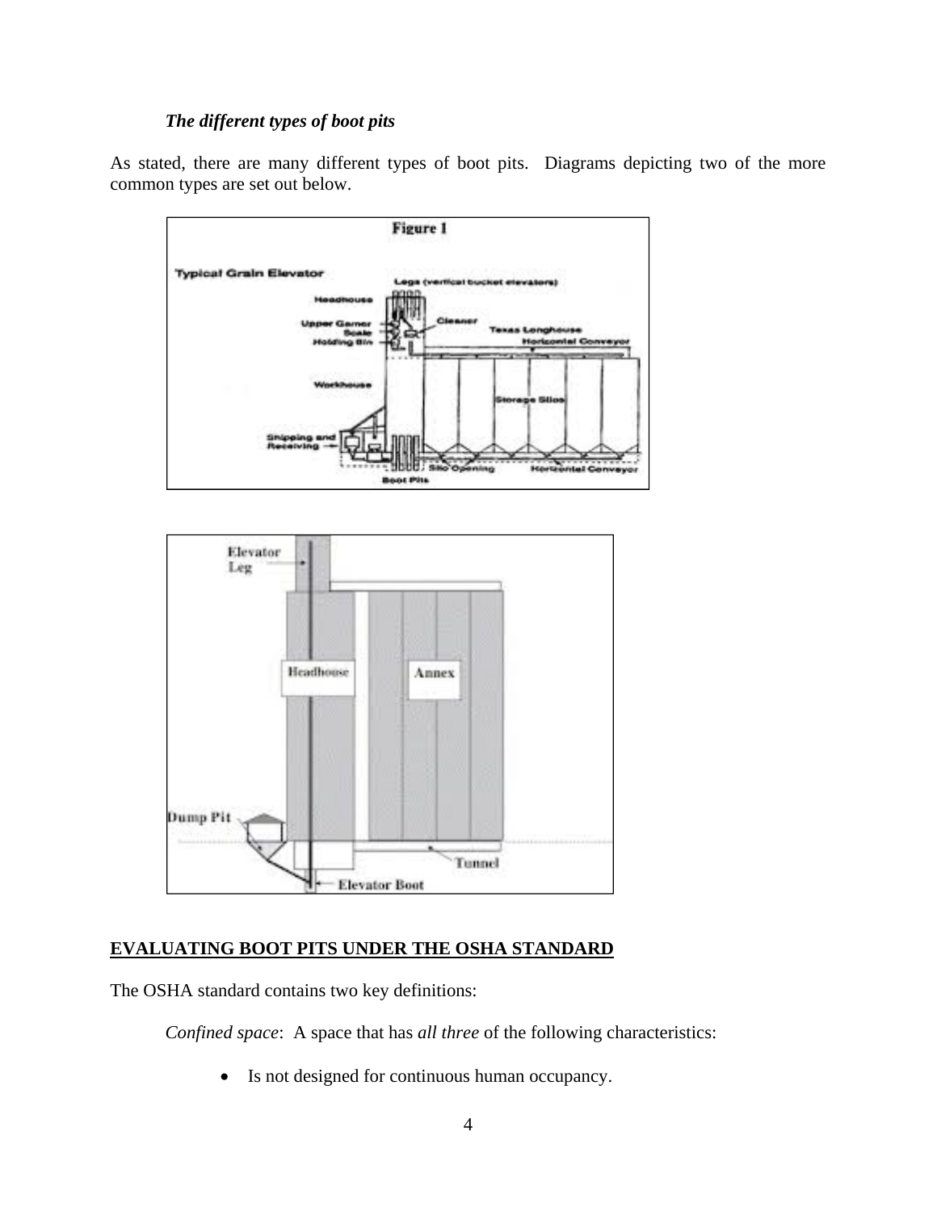### *The different types of boot pits*

As stated, there are many different types of boot pits. Diagrams depicting two of the more common types are set out below.

## EVALUATING BOOT PITS UNDER THE OSHA STANDARD

The OSHA standard contains two key definitions:

*Confined space*: A space that has *all three* of the following characteristics:

- Is not designed for continuous human occupancy.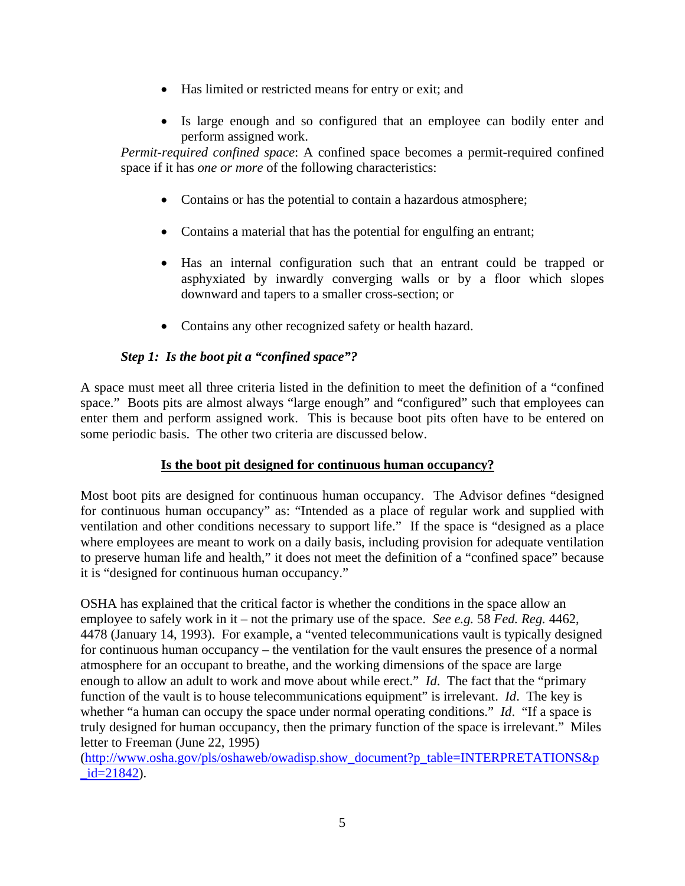- Has limited or restricted means for entry or exit; and
- Is large enough and so configured that an employee can bodily enter and perform assigned work.

*Permit-required confined space*: A confined space becomes a permit-required confined space if it has *one or more* of the following characteristics:

- Contains or has the potential to contain a hazardous atmosphere;
- Contains a material that has the potential for engulfing an entrant;
- Has an internal configuration such that an entrant could be trapped or asphyxiated by inwardly converging walls or by a floor which slopes downward and tapers to a smaller cross-section; or
- Contains any other recognized safety or health hazard.

***Step 1: Is the boot pit a "confined space"?***

A space must meet all three criteria listed in the definition to meet the definition of a "confined space." Boots pits are almost always "large enough" and "configured" such that employees can enter them and perform assigned work. This is because boot pits often have to be entered on some periodic basis. The other two criteria are discussed below.

**<u>Is the boot pit designed for continuous human occupancy?</u>**

Most boot pits are designed for continuous human occupancy. The Advisor defines "designed for continuous human occupancy" as: "Intended as a place of regular work and supplied with ventilation and other conditions necessary to support life." If the space is "designed as a place where employees are meant to work on a daily basis, including provision for adequate ventilation to preserve human life and health," it does not meet the definition of a "confined space" because it is "designed for continuous human occupancy."

OSHA has explained that the critical factor is whether the conditions in the space allow an employee to safely work in it – not the primary use of the space. *See e.g.* 58 *Fed. Reg.* 4462, 4478 (January 14, 1993). For example, a "vented telecommunications vault is typically designed for continuous human occupancy – the ventilation for the vault ensures the presence of a normal atmosphere for an occupant to breathe, and the working dimensions of the space are large enough to allow an adult to work and move about while erect." *Id.* The fact that the "primary function of the vault is to house telecommunications equipment" is irrelevant. *Id*. The key is whether "a human can occupy the space under normal operating conditions." *Id*. "If a space is truly designed for human occupancy, then the primary function of the space is irrelevant." Miles letter to Freeman (June 22, 1995) (http://www.osha.gov/pls/oshaweb/owadisp.show_document?p_table=INTERPRETATIONS&p_id=21842).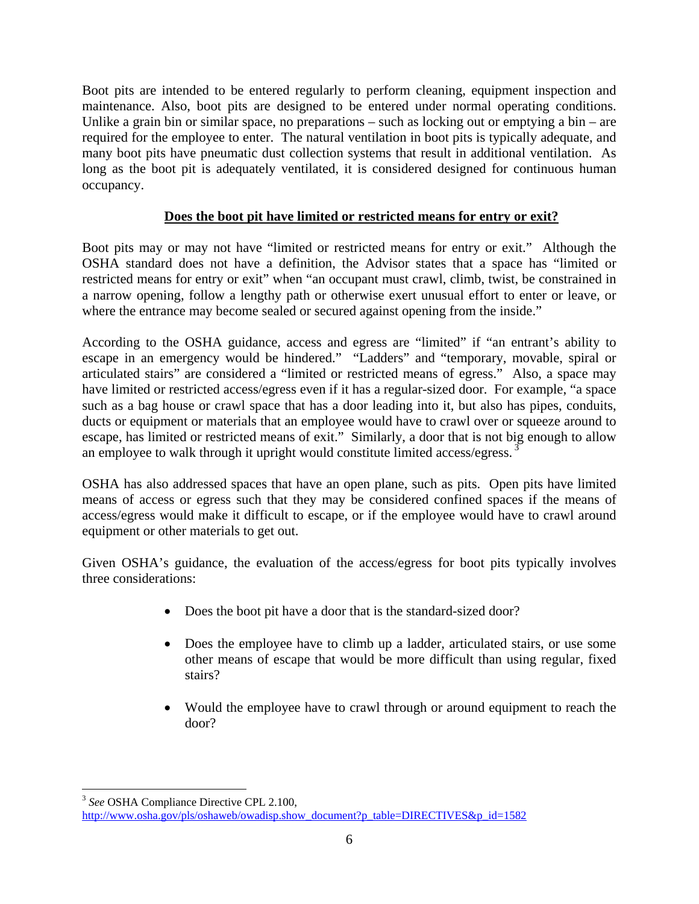Boot pits are intended to be entered regularly to perform cleaning, equipment inspection and maintenance. Also, boot pits are designed to be entered under normal operating conditions. Unlike a grain bin or similar space, no preparations – such as locking out or emptying a bin – are required for the employee to enter. The natural ventilation in boot pits is typically adequate, and many boot pits have pneumatic dust collection systems that result in additional ventilation. As long as the boot pit is adequately ventilated, it is considered designed for continuous human occupancy.

**<u>Does the boot pit have limited or restricted means for entry or exit?</u>**

Boot pits may or may not have "limited or restricted means for entry or exit." Although the OSHA standard does not have a definition, the Advisor states that a space has "limited or restricted means for entry or exit" when "an occupant must crawl, climb, twist, be constrained in a narrow opening, follow a lengthy path or otherwise exert unusual effort to enter or leave, or where the entrance may become sealed or secured against opening from the inside."

According to the OSHA guidance, access and egress are "limited" if "an entrant's ability to escape in an emergency would be hindered." "Ladders" and "temporary, movable, spiral or articulated stairs" are considered a "limited or restricted means of egress." Also, a space may have limited or restricted access/egress even if it has a regular-sized door. For example, "a space such as a bag house or crawl space that has a door leading into it, but also has pipes, conduits, ducts or equipment or materials that an employee would have to crawl over or squeeze around to escape, has limited or restricted means of exit." Similarly, a door that is not big enough to allow an employee to walk through it upright would constitute limited access/egress. [3]

OSHA has also addressed spaces that have an open plane, such as pits. Open pits have limited means of access or egress such that they may be considered confined spaces if the means of access/egress would make it difficult to escape, or if the employee would have to crawl around equipment or other materials to get out.

Given OSHA's guidance, the evaluation of the access/egress for boot pits typically involves three considerations:

- Does the boot pit have a door that is the standard-sized door?
- Does the employee have to climb up a ladder, articulated stairs, or use some other means of escape that would be more difficult than using regular, fixed stairs?
- Would the employee have to crawl through or around equipment to reach the door?

---

[3] *See* OSHA Compliance Directive CPL 2.100, http://www.osha.gov/pls/oshaweb/owadisp.show_document?p_table=DIRECTIVES&p_id=1582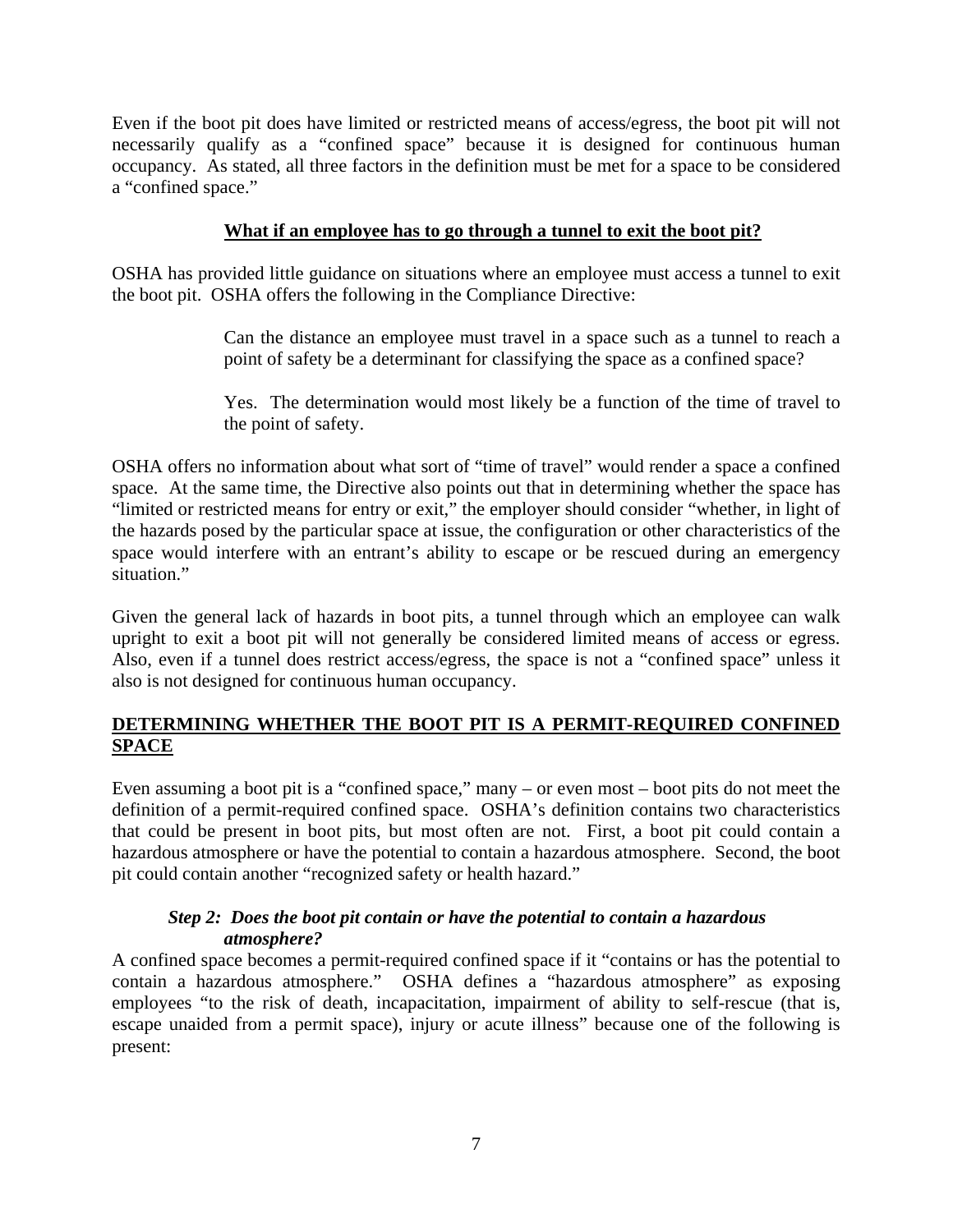Even if the boot pit does have limited or restricted means of access/egress, the boot pit will not necessarily qualify as a "confined space" because it is designed for continuous human occupancy. As stated, all three factors in the definition must be met for a space to be considered a "confined space."

**<u>What if an employee has to go through a tunnel to exit the boot pit?</u>**

OSHA has provided little guidance on situations where an employee must access a tunnel to exit the boot pit. OSHA offers the following in the Compliance Directive:

> Can the distance an employee must travel in a space such as a tunnel to reach a point of safety be a determinant for classifying the space as a confined space?
>
> Yes. The determination would most likely be a function of the time of travel to the point of safety.

OSHA offers no information about what sort of "time of travel" would render a space a confined space. At the same time, the Directive also points out that in determining whether the space has "limited or restricted means for entry or exit," the employer should consider "whether, in light of the hazards posed by the particular space at issue, the configuration or other characteristics of the space would interfere with an entrant's ability to escape or be rescued during an emergency situation."

Given the general lack of hazards in boot pits, a tunnel through which an employee can walk upright to exit a boot pit will not generally be considered limited means of access or egress. Also, even if a tunnel does restrict access/egress, the space is not a "confined space" unless it also is not designed for continuous human occupancy.

## <u>DETERMINING WHETHER THE BOOT PIT IS A PERMIT-REQUIRED CONFINED SPACE</u>

Even assuming a boot pit is a "confined space," many – or even most – boot pits do not meet the definition of a permit-required confined space. OSHA's definition contains two characteristics that could be present in boot pits, but most often are not. First, a boot pit could contain a hazardous atmosphere or have the potential to contain a hazardous atmosphere. Second, the boot pit could contain another "recognized safety or health hazard."

### *Step 2: Does the boot pit contain or have the potential to contain a hazardous atmosphere?*

A confined space becomes a permit-required confined space if it "contains or has the potential to contain a hazardous atmosphere." OSHA defines a "hazardous atmosphere" as exposing employees "to the risk of death, incapacitation, impairment of ability to self-rescue (that is, escape unaided from a permit space), injury or acute illness" because one of the following is present: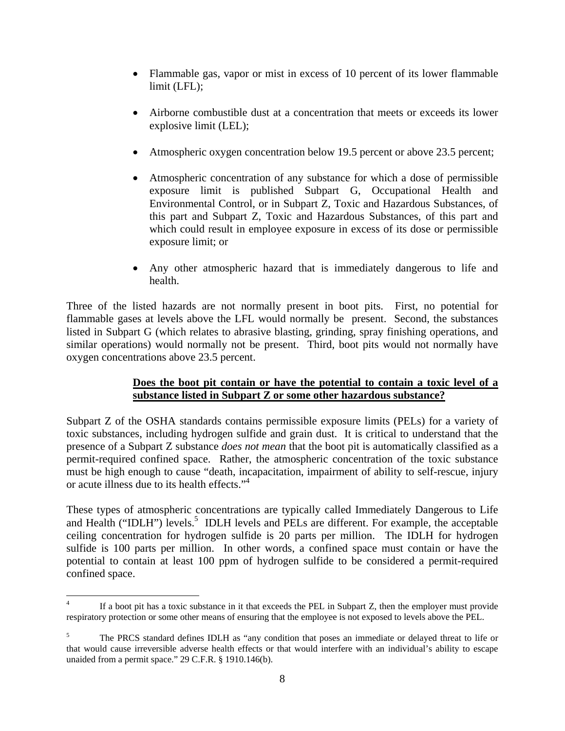- Flammable gas, vapor or mist in excess of 10 percent of its lower flammable limit (LFL);
- Airborne combustible dust at a concentration that meets or exceeds its lower explosive limit (LEL);
- Atmospheric oxygen concentration below 19.5 percent or above 23.5 percent;
- Atmospheric concentration of any substance for which a dose of permissible exposure limit is published Subpart G, Occupational Health and Environmental Control, or in Subpart Z, Toxic and Hazardous Substances, of this part and Subpart Z, Toxic and Hazardous Substances, of this part and which could result in employee exposure in excess of its dose or permissible exposure limit; or
- Any other atmospheric hazard that is immediately dangerous to life and health.

Three of the listed hazards are not normally present in boot pits. First, no potential for flammable gases at levels above the LFL would normally be present. Second, the substances listed in Subpart G (which relates to abrasive blasting, grinding, spray finishing operations, and similar operations) would normally not be present. Third, boot pits would not normally have oxygen concentrations above 23.5 percent.

**Does the boot pit contain or have the potential to contain a toxic level of a substance listed in Subpart Z or some other hazardous substance?**

Subpart Z of the OSHA standards contains permissible exposure limits (PELs) for a variety of toxic substances, including hydrogen sulfide and grain dust. It is critical to understand that the presence of a Subpart Z substance *does not mean* that the boot pit is automatically classified as a permit-required confined space. Rather, the atmospheric concentration of the toxic substance must be high enough to cause "death, incapacitation, impairment of ability to self-rescue, injury or acute illness due to its health effects."[4]

These types of atmospheric concentrations are typically called Immediately Dangerous to Life and Health ("IDLH") levels.[5] IDLH levels and PELs are different. For example, the acceptable ceiling concentration for hydrogen sulfide is 20 parts per million. The IDLH for hydrogen sulfide is 100 parts per million. In other words, a confined space must contain or have the potential to contain at least 100 ppm of hydrogen sulfide to be considered a permit-required confined space.

---

[4] If a boot pit has a toxic substance in it that exceeds the PEL in Subpart Z, then the employer must provide respiratory protection or some other means of ensuring that the employee is not exposed to levels above the PEL.

[5] The PRCS standard defines IDLH as "any condition that poses an immediate or delayed threat to life or that would cause irreversible adverse health effects or that would interfere with an individual's ability to escape unaided from a permit space." 29 C.F.R. § 1910.146(b).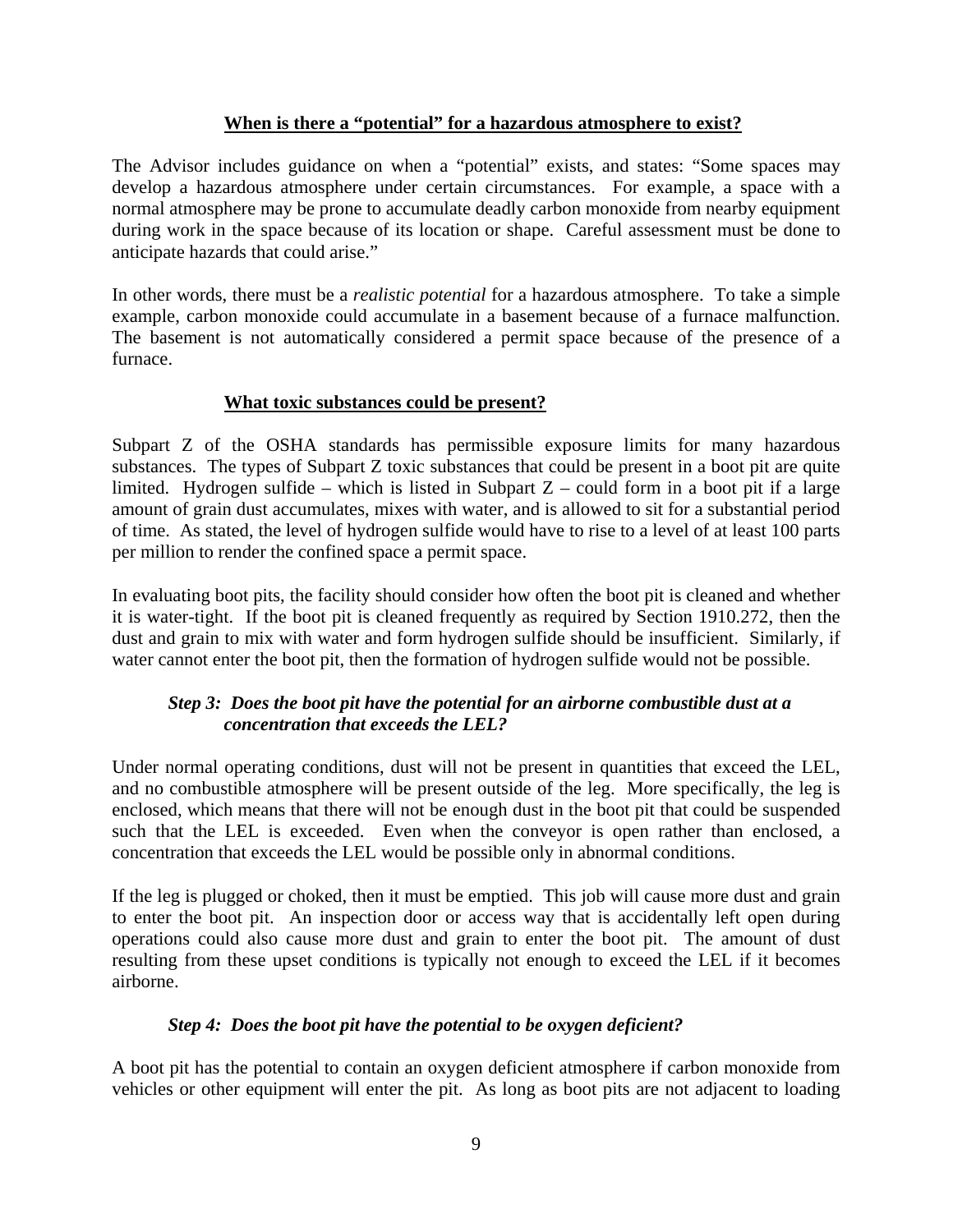### When is there a “potential” for a hazardous atmosphere to exist?

The Advisor includes guidance on when a “potential” exists, and states: “Some spaces may develop a hazardous atmosphere under certain circumstances. For example, a space with a normal atmosphere may be prone to accumulate deadly carbon monoxide from nearby equipment during work in the space because of its location or shape. Careful assessment must be done to anticipate hazards that could arise.”

In other words, there must be a *realistic potential* for a hazardous atmosphere. To take a simple example, carbon monoxide could accumulate in a basement because of a furnace malfunction. The basement is not automatically considered a permit space because of the presence of a furnace.

### What toxic substances could be present?

Subpart Z of the OSHA standards has permissible exposure limits for many hazardous substances. The types of Subpart Z toxic substances that could be present in a boot pit are quite limited. Hydrogen sulfide – which is listed in Subpart Z – could form in a boot pit if a large amount of grain dust accumulates, mixes with water, and is allowed to sit for a substantial period of time. As stated, the level of hydrogen sulfide would have to rise to a level of at least 100 parts per million to render the confined space a permit space.

In evaluating boot pits, the facility should consider how often the boot pit is cleaned and whether it is water-tight. If the boot pit is cleaned frequently as required by Section 1910.272, then the dust and grain to mix with water and form hydrogen sulfide should be insufficient. Similarly, if water cannot enter the boot pit, then the formation of hydrogen sulfide would not be possible.

#### *Step 3: Does the boot pit have the potential for an airborne combustible dust at a concentration that exceeds the LEL?*

Under normal operating conditions, dust will not be present in quantities that exceed the LEL, and no combustible atmosphere will be present outside of the leg. More specifically, the leg is enclosed, which means that there will not be enough dust in the boot pit that could be suspended such that the LEL is exceeded. Even when the conveyor is open rather than enclosed, a concentration that exceeds the LEL would be possible only in abnormal conditions.

If the leg is plugged or choked, then it must be emptied. This job will cause more dust and grain to enter the boot pit. An inspection door or access way that is accidentally left open during operations could also cause more dust and grain to enter the boot pit. The amount of dust resulting from these upset conditions is typically not enough to exceed the LEL if it becomes airborne.

#### *Step 4: Does the boot pit have the potential to be oxygen deficient?*

A boot pit has the potential to contain an oxygen deficient atmosphere if carbon monoxide from vehicles or other equipment will enter the pit. As long as boot pits are not adjacent to loading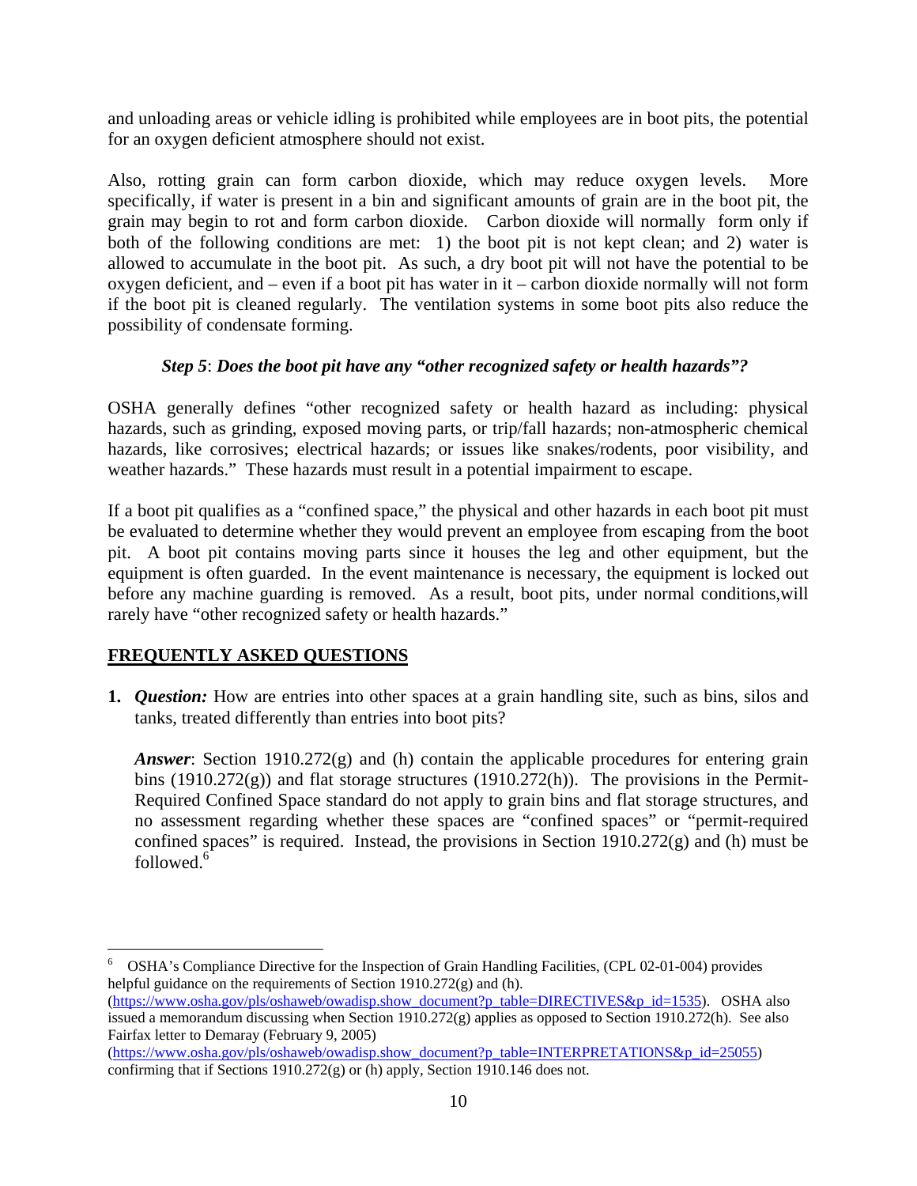and unloading areas or vehicle idling is prohibited while employees are in boot pits, the potential for an oxygen deficient atmosphere should not exist.

Also, rotting grain can form carbon dioxide, which may reduce oxygen levels. More specifically, if water is present in a bin and significant amounts of grain are in the boot pit, the grain may begin to rot and form carbon dioxide. Carbon dioxide will normally form only if both of the following conditions are met: 1) the boot pit is not kept clean; and 2) water is allowed to accumulate in the boot pit. As such, a dry boot pit will not have the potential to be oxygen deficient, and – even if a boot pit has water in it – carbon dioxide normally will not form if the boot pit is cleaned regularly. The ventilation systems in some boot pits also reduce the possibility of condensate forming.

### *Step 5*: ***Does the boot pit have any "other recognized safety or health hazards"?***

OSHA generally defines "other recognized safety or health hazard as including: physical hazards, such as grinding, exposed moving parts, or trip/fall hazards; non-atmospheric chemical hazards, like corrosives; electrical hazards; or issues like snakes/rodents, poor visibility, and weather hazards." These hazards must result in a potential impairment to escape.

If a boot pit qualifies as a "confined space," the physical and other hazards in each boot pit must be evaluated to determine whether they would prevent an employee from escaping from the boot pit. A boot pit contains moving parts since it houses the leg and other equipment, but the equipment is often guarded. In the event maintenance is necessary, the equipment is locked out before any machine guarding is removed. As a result, boot pits, under normal conditions,will rarely have "other recognized safety or health hazards."

## FREQUENTLY ASKED QUESTIONS

1. ***Question:*** How are entries into other spaces at a grain handling site, such as bins, silos and tanks, treated differently than entries into boot pits?

   ***Answer***: Section 1910.272(g) and (h) contain the applicable procedures for entering grain bins (1910.272(g)) and flat storage structures (1910.272(h)). The provisions in the Permit-Required Confined Space standard do not apply to grain bins and flat storage structures, and no assessment regarding whether these spaces are "confined spaces" or "permit-required confined spaces" is required. Instead, the provisions in Section 1910.272(g) and (h) must be followed.[6]

---

[6] OSHA's Compliance Directive for the Inspection of Grain Handling Facilities, (CPL 02-01-004) provides helpful guidance on the requirements of Section 1910.272(g) and (h). (https://www.osha.gov/pls/oshaweb/owadisp.show_document?p_table=DIRECTIVES&p_id=1535). OSHA also issued a memorandum discussing when Section 1910.272(g) applies as opposed to Section 1910.272(h). See also Fairfax letter to Demaray (February 9, 2005) (https://www.osha.gov/pls/oshaweb/owadisp.show_document?p_table=INTERPRETATIONS&p_id=25055) confirming that if Sections 1910.272(g) or (h) apply, Section 1910.146 does not.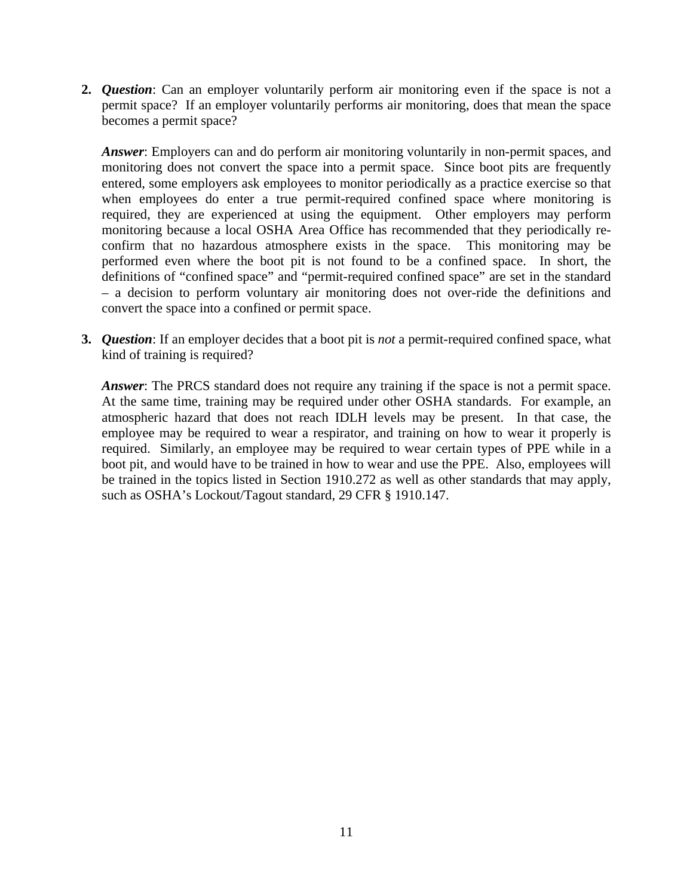2. ***Question***: Can an employer voluntarily perform air monitoring even if the space is not a permit space? If an employer voluntarily performs air monitoring, does that mean the space becomes a permit space?

   ***Answer***: Employers can and do perform air monitoring voluntarily in non-permit spaces, and monitoring does not convert the space into a permit space. Since boot pits are frequently entered, some employers ask employees to monitor periodically as a practice exercise so that when employees do enter a true permit-required confined space where monitoring is required, they are experienced at using the equipment. Other employers may perform monitoring because a local OSHA Area Office has recommended that they periodically re-confirm that no hazardous atmosphere exists in the space. This monitoring may be performed even where the boot pit is not found to be a confined space. In short, the definitions of "confined space" and "permit-required confined space" are set in the standard – a decision to perform voluntary air monitoring does not over-ride the definitions and convert the space into a confined or permit space.

3. ***Question***: If an employer decides that a boot pit is *not* a permit-required confined space, what kind of training is required?

   ***Answer***: The PRCS standard does not require any training if the space is not a permit space. At the same time, training may be required under other OSHA standards. For example, an atmospheric hazard that does not reach IDLH levels may be present. In that case, the employee may be required to wear a respirator, and training on how to wear it properly is required. Similarly, an employee may be required to wear certain types of PPE while in a boot pit, and would have to be trained in how to wear and use the PPE. Also, employees will be trained in the topics listed in Section 1910.272 as well as other standards that may apply, such as OSHA's Lockout/Tagout standard, 29 CFR § 1910.147.